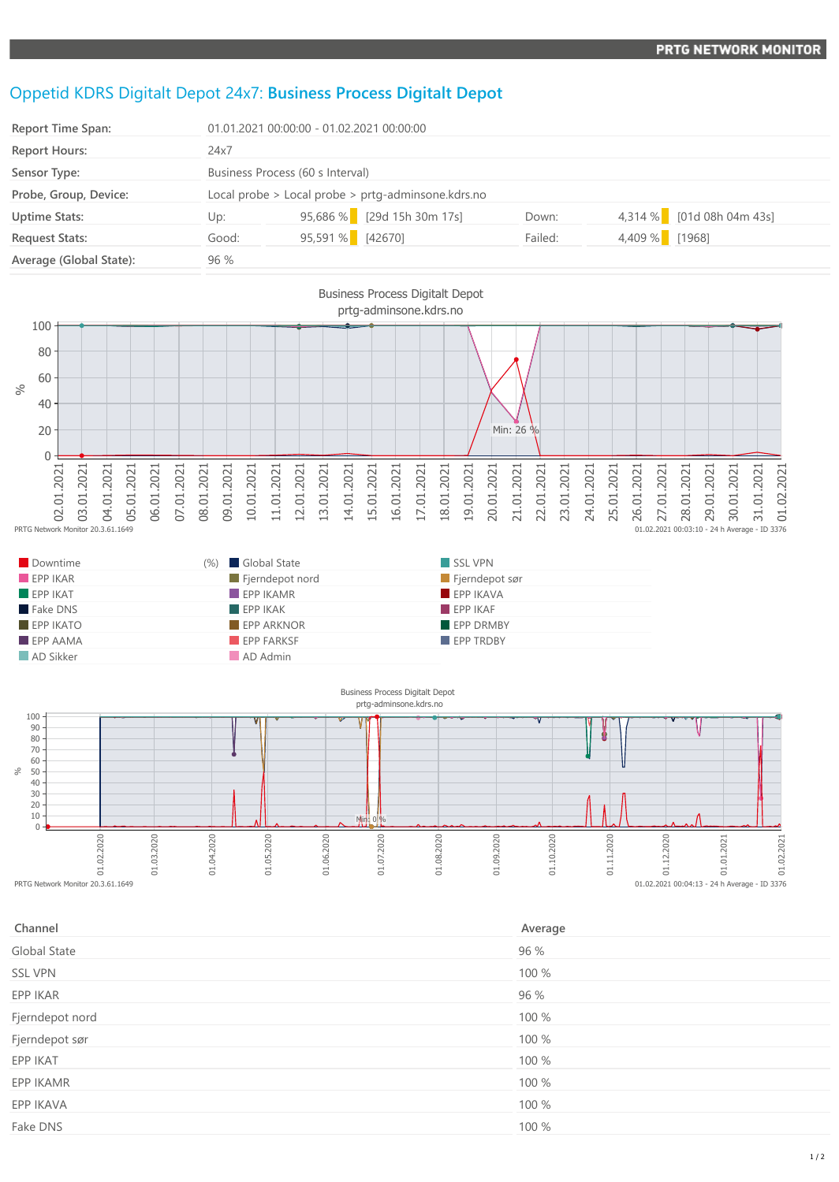# Oppetid KDRS Digitalt Depot 24x7: **Business Process Digitalt Depot**

| | | | | | |
|---|---|---|---|---|---|
| **Report Time Span:** | 01.01.2021 00:00:00 - 01.02.2021 00:00:00 | | | | |
| **Report Hours:** | 24x7 | | | | |
| **Sensor Type:** | Business Process (60 s Interval) | | | | |
| **Probe, Group, Device:** | Local probe > Local probe > prtg-adminsone.kdrs.no | | | | |
| **Uptime Stats:** | Up: | 95,686 % | [29d 15h 30m 17s] | Down: | 4,314 % [01d 08h 04m 43s] |
| **Request Stats:** | Good: | 95,591 % | [42670] | Failed: | 4,409 % [1968] |
| **Average (Global State):** | 96 % | | | | |

Business Process Digitalt Depot
prtg-adminsone.kdrs.no

Min: 26 %

PRTG Network Monitor 20.3.61.1649

01.02.2021 00:03:10 - 24 h Average - ID 3376

| | (%) | | |
|---|---|---|---|
| Downtime | | Global State | SSL VPN |
| EPP IKAR | | Fjerndepot nord | Fjerndepot sør |
| EPP IKAT | | EPP IKAMR | EPP IKAVA |
| Fake DNS | | EPP IKAK | EPP IKAF |
| EPP IKATO | | EPP ARKNOR | EPP DRMBY |
| EPP AAMA | | EPP FARKSF | EPP TRDBY |
| AD Sikker | | AD Admin | |

Business Process Digitalt Depot
prtg-adminsone.kdrs.no

Min: 0 %

PRTG Network Monitor 20.3.61.1649

01.02.2021 00:04:13 - 24 h Average - ID 3376

| Channel | Average |
|---|---|
| Global State | 96 % |
| SSL VPN | 100 % |
| EPP IKAR | 96 % |
| Fjerndepot nord | 100 % |
| Fjerndepot sør | 100 % |
| EPP IKAT | 100 % |
| EPP IKAMR | 100 % |
| EPP IKAVA | 100 % |
| Fake DNS | 100 % |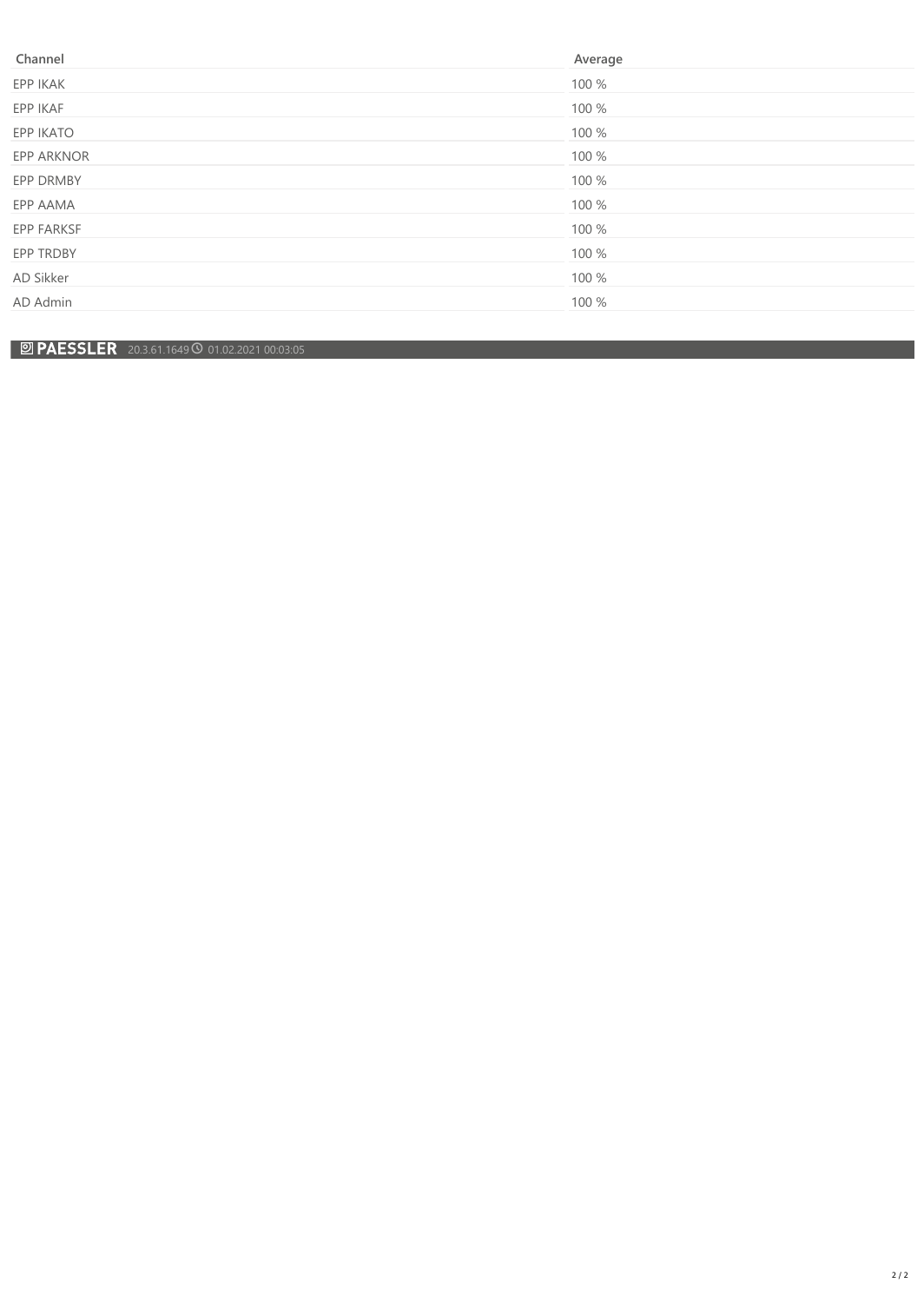| Channel | Average |
| --- | --- |
| EPP IKAK | 100 % |
| EPP IKAF | 100 % |
| EPP IKATO | 100 % |
| EPP ARKNOR | 100 % |
| EPP DRMBY | 100 % |
| EPP AAMA | 100 % |
| EPP FARKSF | 100 % |
| EPP TRDBY | 100 % |
| AD Sikker | 100 % |
| AD Admin | 100 % |

PAESSLER 20.3.61.1649 01.02.2021 00:03:05